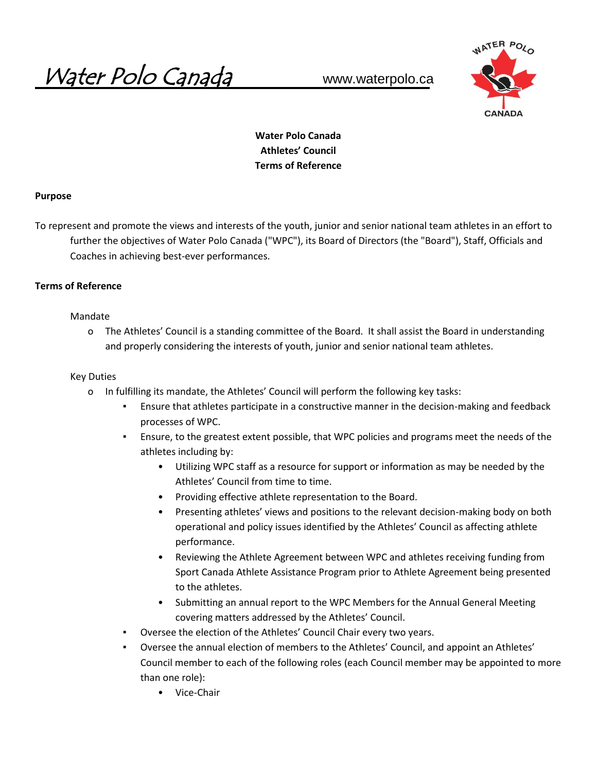Water Polo Canada www.waterpolo.ca

**Water Polo Canada**
**Athletes' Council**
**Terms of Reference**

**Purpose**

To represent and promote the views and interests of the youth, junior and senior national team athletes in an effort to further the objectives of Water Polo Canada ("WPC"), its Board of Directors (the "Board"), Staff, Officials and Coaches in achieving best-ever performances.

**Terms of Reference**

Mandate

- The Athletes' Council is a standing committee of the Board. It shall assist the Board in understanding and properly considering the interests of youth, junior and senior national team athletes.

Key Duties

- In fulfilling its mandate, the Athletes' Council will perform the following key tasks:
  - Ensure that athletes participate in a constructive manner in the decision-making and feedback processes of WPC.
  - Ensure, to the greatest extent possible, that WPC policies and programs meet the needs of the athletes including by:
    - Utilizing WPC staff as a resource for support or information as may be needed by the Athletes' Council from time to time.
    - Providing effective athlete representation to the Board.
    - Presenting athletes' views and positions to the relevant decision-making body on both operational and policy issues identified by the Athletes' Council as affecting athlete performance.
    - Reviewing the Athlete Agreement between WPC and athletes receiving funding from Sport Canada Athlete Assistance Program prior to Athlete Agreement being presented to the athletes.
    - Submitting an annual report to the WPC Members for the Annual General Meeting covering matters addressed by the Athletes' Council.
  - Oversee the election of the Athletes' Council Chair every two years.
  - Oversee the annual election of members to the Athletes' Council, and appoint an Athletes' Council member to each of the following roles (each Council member may be appointed to more than one role):
    - Vice-Chair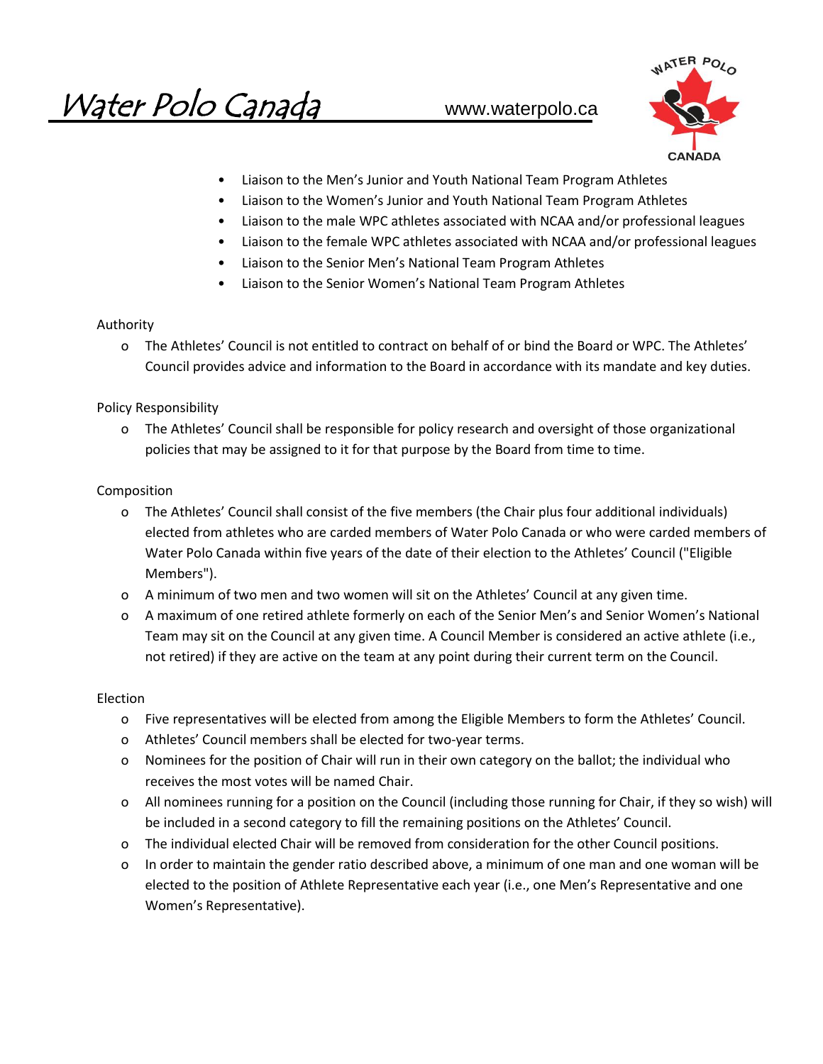- Liaison to the Men's Junior and Youth National Team Program Athletes
- Liaison to the Women's Junior and Youth National Team Program Athletes
- Liaison to the male WPC athletes associated with NCAA and/or professional leagues
- Liaison to the female WPC athletes associated with NCAA and/or professional leagues
- Liaison to the Senior Men's National Team Program Athletes
- Liaison to the Senior Women's National Team Program Athletes

Authority

- The Athletes' Council is not entitled to contract on behalf of or bind the Board or WPC. The Athletes' Council provides advice and information to the Board in accordance with its mandate and key duties.

Policy Responsibility

- The Athletes' Council shall be responsible for policy research and oversight of those organizational policies that may be assigned to it for that purpose by the Board from time to time.

Composition

- The Athletes' Council shall consist of the five members (the Chair plus four additional individuals) elected from athletes who are carded members of Water Polo Canada or who were carded members of Water Polo Canada within five years of the date of their election to the Athletes' Council ("Eligible Members").
- A minimum of two men and two women will sit on the Athletes' Council at any given time.
- A maximum of one retired athlete formerly on each of the Senior Men's and Senior Women's National Team may sit on the Council at any given time. A Council Member is considered an active athlete (i.e., not retired) if they are active on the team at any point during their current term on the Council.

Election

- Five representatives will be elected from among the Eligible Members to form the Athletes' Council.
- Athletes' Council members shall be elected for two-year terms.
- Nominees for the position of Chair will run in their own category on the ballot; the individual who receives the most votes will be named Chair.
- All nominees running for a position on the Council (including those running for Chair, if they so wish) will be included in a second category to fill the remaining positions on the Athletes' Council.
- The individual elected Chair will be removed from consideration for the other Council positions.
- In order to maintain the gender ratio described above, a minimum of one man and one woman will be elected to the position of Athlete Representative each year (i.e., one Men's Representative and one Women's Representative).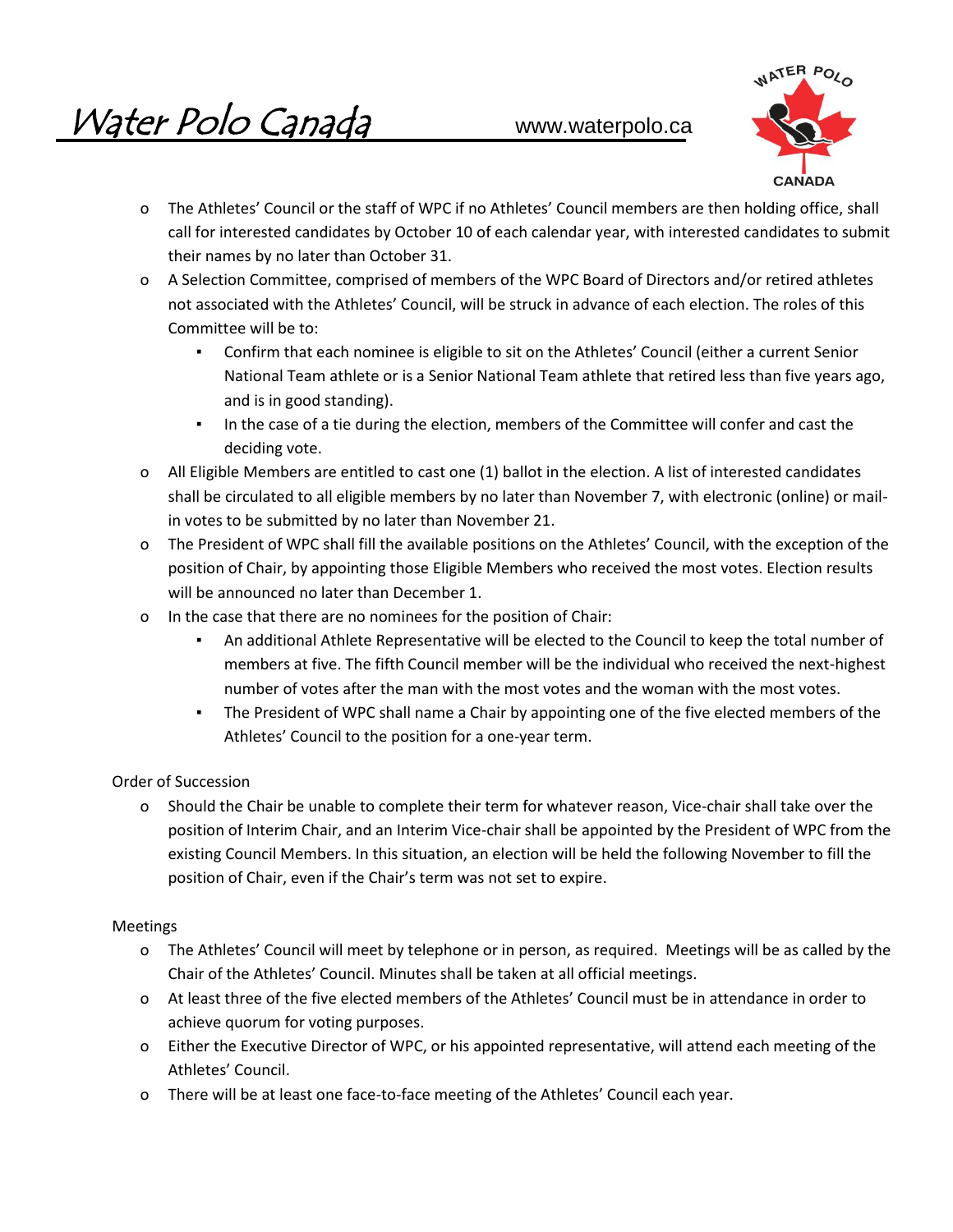- The Athletes' Council or the staff of WPC if no Athletes' Council members are then holding office, shall call for interested candidates by October 10 of each calendar year, with interested candidates to submit their names by no later than October 31.
- A Selection Committee, comprised of members of the WPC Board of Directors and/or retired athletes not associated with the Athletes' Council, will be struck in advance of each election. The roles of this Committee will be to:
  - Confirm that each nominee is eligible to sit on the Athletes' Council (either a current Senior National Team athlete or is a Senior National Team athlete that retired less than five years ago, and is in good standing).
  - In the case of a tie during the election, members of the Committee will confer and cast the deciding vote.
- All Eligible Members are entitled to cast one (1) ballot in the election. A list of interested candidates shall be circulated to all eligible members by no later than November 7, with electronic (online) or mail-in votes to be submitted by no later than November 21.
- The President of WPC shall fill the available positions on the Athletes' Council, with the exception of the position of Chair, by appointing those Eligible Members who received the most votes. Election results will be announced no later than December 1.
- In the case that there are no nominees for the position of Chair:
  - An additional Athlete Representative will be elected to the Council to keep the total number of members at five. The fifth Council member will be the individual who received the next-highest number of votes after the man with the most votes and the woman with the most votes.
  - The President of WPC shall name a Chair by appointing one of the five elected members of the Athletes' Council to the position for a one-year term.

Order of Succession

- Should the Chair be unable to complete their term for whatever reason, Vice-chair shall take over the position of Interim Chair, and an Interim Vice-chair shall be appointed by the President of WPC from the existing Council Members. In this situation, an election will be held the following November to fill the position of Chair, even if the Chair's term was not set to expire.

Meetings

- The Athletes' Council will meet by telephone or in person, as required. Meetings will be as called by the Chair of the Athletes' Council. Minutes shall be taken at all official meetings.
- At least three of the five elected members of the Athletes' Council must be in attendance in order to achieve quorum for voting purposes.
- Either the Executive Director of WPC, or his appointed representative, will attend each meeting of the Athletes' Council.
- There will be at least one face-to-face meeting of the Athletes' Council each year.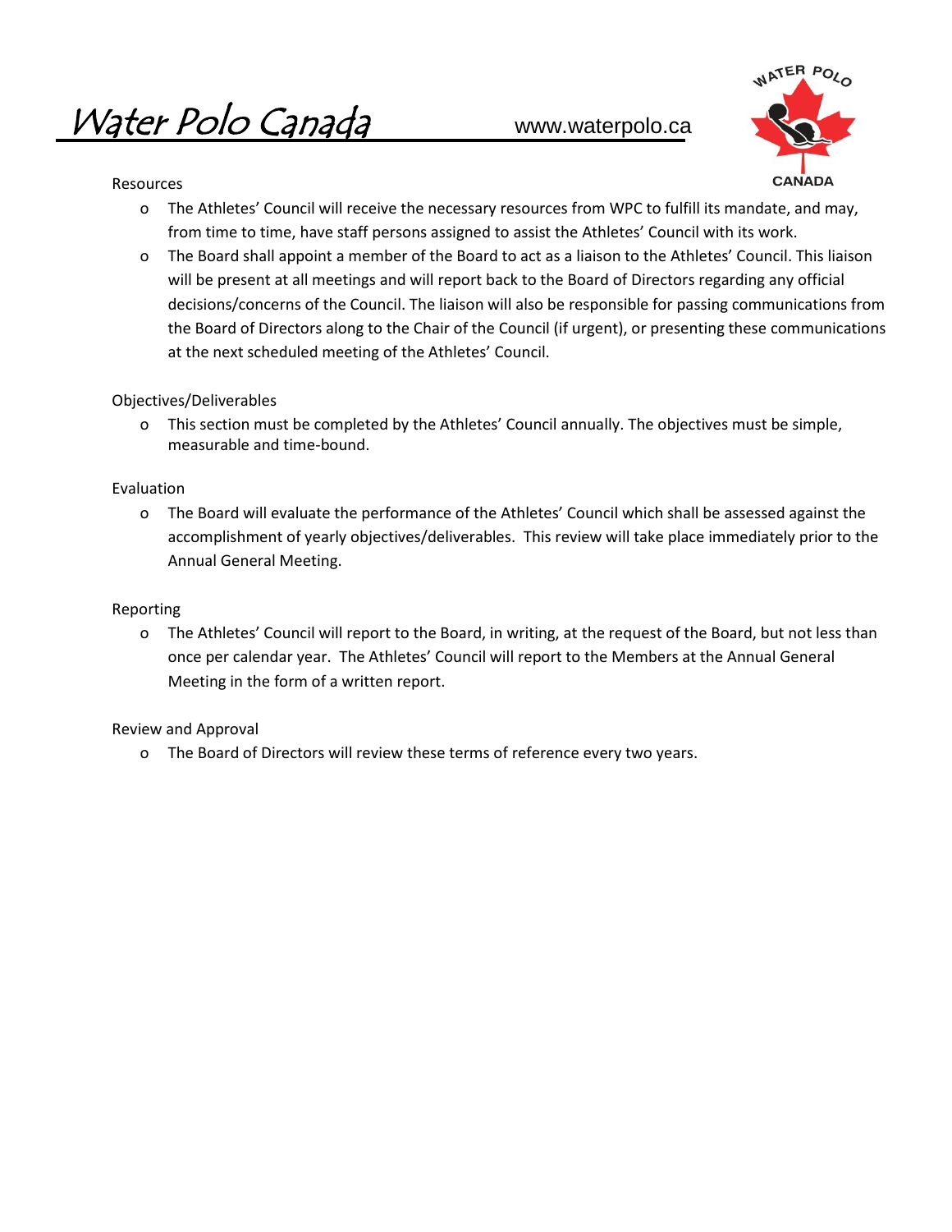Resources

- The Athletes' Council will receive the necessary resources from WPC to fulfill its mandate, and may, from time to time, have staff persons assigned to assist the Athletes' Council with its work.
- The Board shall appoint a member of the Board to act as a liaison to the Athletes' Council. This liaison will be present at all meetings and will report back to the Board of Directors regarding any official decisions/concerns of the Council. The liaison will also be responsible for passing communications from the Board of Directors along to the Chair of the Council (if urgent), or presenting these communications at the next scheduled meeting of the Athletes' Council.

Objectives/Deliverables

- This section must be completed by the Athletes' Council annually. The objectives must be simple, measurable and time-bound.

Evaluation

- The Board will evaluate the performance of the Athletes' Council which shall be assessed against the accomplishment of yearly objectives/deliverables. This review will take place immediately prior to the Annual General Meeting.

Reporting

- The Athletes' Council will report to the Board, in writing, at the request of the Board, but not less than once per calendar year. The Athletes' Council will report to the Members at the Annual General Meeting in the form of a written report.

Review and Approval

- The Board of Directors will review these terms of reference every two years.